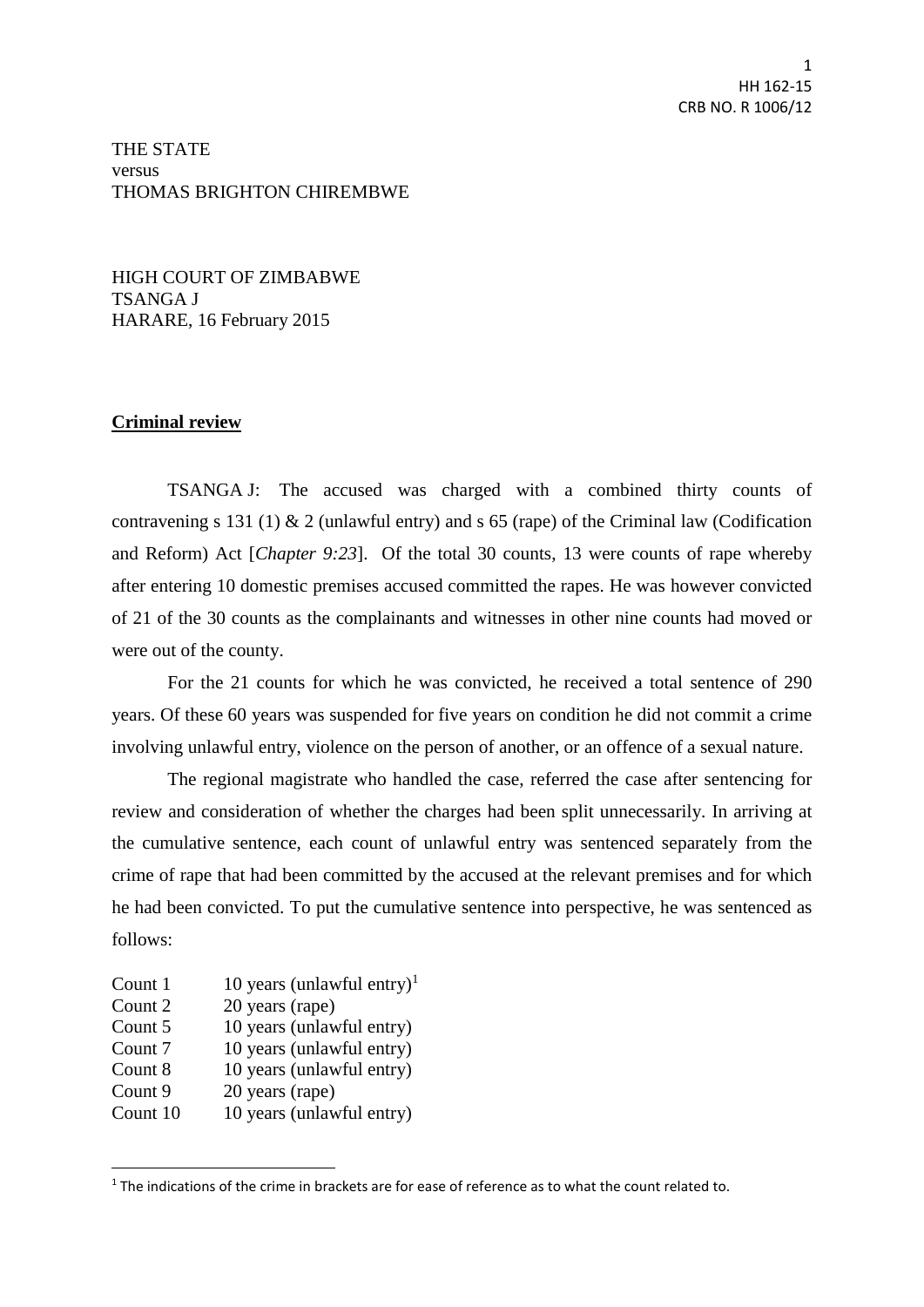THE STATE
versus
THOMAS BRIGHTON CHIREMBWE

HIGH COURT OF ZIMBABWE
TSANGA J
HARARE, 16 February 2015

**Criminal review**

TSANGA J: The accused was charged with a combined thirty counts of contravening s 131 (1) & 2 (unlawful entry) and s 65 (rape) of the Criminal law (Codification and Reform) Act [*Chapter 9:23*]. Of the total 30 counts, 13 were counts of rape whereby after entering 10 domestic premises accused committed the rapes. He was however convicted of 21 of the 30 counts as the complainants and witnesses in other nine counts had moved or were out of the county.

For the 21 counts for which he was convicted, he received a total sentence of 290 years. Of these 60 years was suspended for five years on condition he did not commit a crime involving unlawful entry, violence on the person of another, or an offence of a sexual nature.

The regional magistrate who handled the case, referred the case after sentencing for review and consideration of whether the charges had been split unnecessarily. In arriving at the cumulative sentence, each count of unlawful entry was sentenced separately from the crime of rape that had been committed by the accused at the relevant premises and for which he had been convicted. To put the cumulative sentence into perspective, he was sentenced as follows:

Count 1 10 years (unlawful entry)[1]
Count 2 20 years (rape)
Count 5 10 years (unlawful entry)
Count 7 10 years (unlawful entry)
Count 8 10 years (unlawful entry)
Count 9 20 years (rape)
Count 10 10 years (unlawful entry)

[1] The indications of the crime in brackets are for ease of reference as to what the count related to.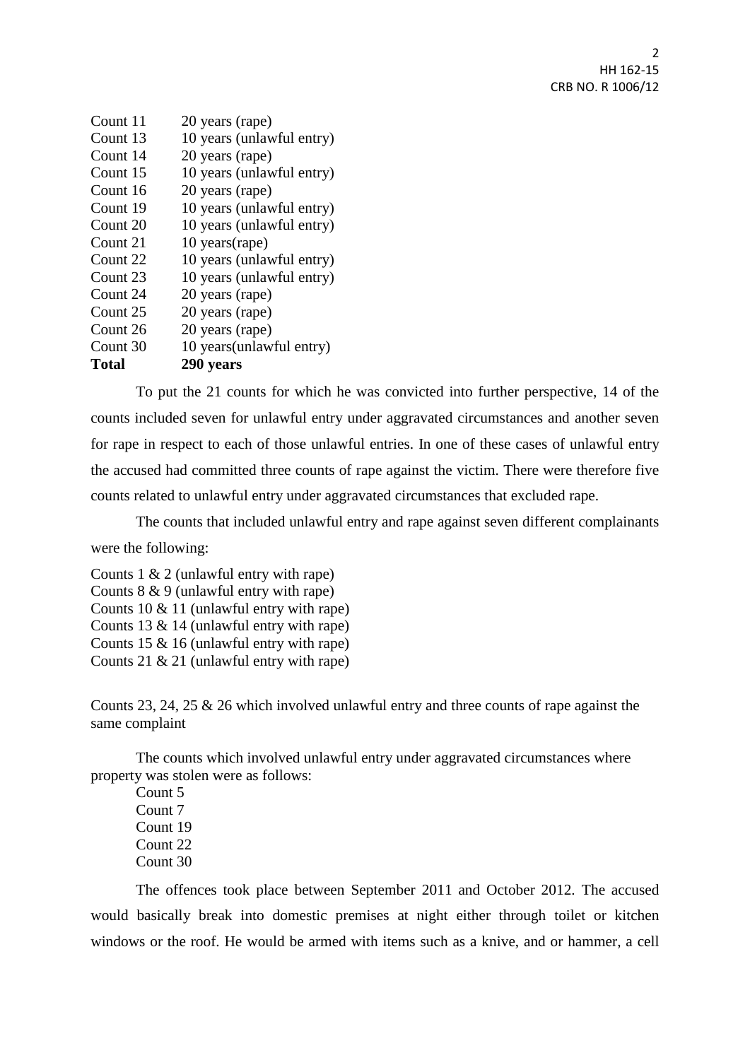| | |
|---|---|
| Count 11 | 20 years (rape) |
| Count 13 | 10 years (unlawful entry) |
| Count 14 | 20 years (rape) |
| Count 15 | 10 years (unlawful entry) |
| Count 16 | 20 years (rape) |
| Count 19 | 10 years (unlawful entry) |
| Count 20 | 10 years (unlawful entry) |
| Count 21 | 10 years(rape) |
| Count 22 | 10 years (unlawful entry) |
| Count 23 | 10 years (unlawful entry) |
| Count 24 | 20 years (rape) |
| Count 25 | 20 years (rape) |
| Count 26 | 20 years (rape) |
| Count 30 | 10 years(unlawful entry) |
| **Total** | **290 years** |

To put the 21 counts for which he was convicted into further perspective, 14 of the counts included seven for unlawful entry under aggravated circumstances and another seven for rape in respect to each of those unlawful entries. In one of these cases of unlawful entry the accused had committed three counts of rape against the victim. There were therefore five counts related to unlawful entry under aggravated circumstances that excluded rape.

The counts that included unlawful entry and rape against seven different complainants were the following:

Counts 1 & 2 (unlawful entry with rape)
Counts 8 & 9 (unlawful entry with rape)
Counts 10 & 11 (unlawful entry with rape)
Counts 13 & 14 (unlawful entry with rape)
Counts 15 & 16 (unlawful entry with rape)
Counts 21 & 21 (unlawful entry with rape)

Counts 23, 24, 25 & 26 which involved unlawful entry and three counts of rape against the same complaint

The counts which involved unlawful entry under aggravated circumstances where property was stolen were as follows:

Count 5
Count 7
Count 19
Count 22
Count 30

The offences took place between September 2011 and October 2012. The accused would basically break into domestic premises at night either through toilet or kitchen windows or the roof. He would be armed with items such as a knive, and or hammer, a cell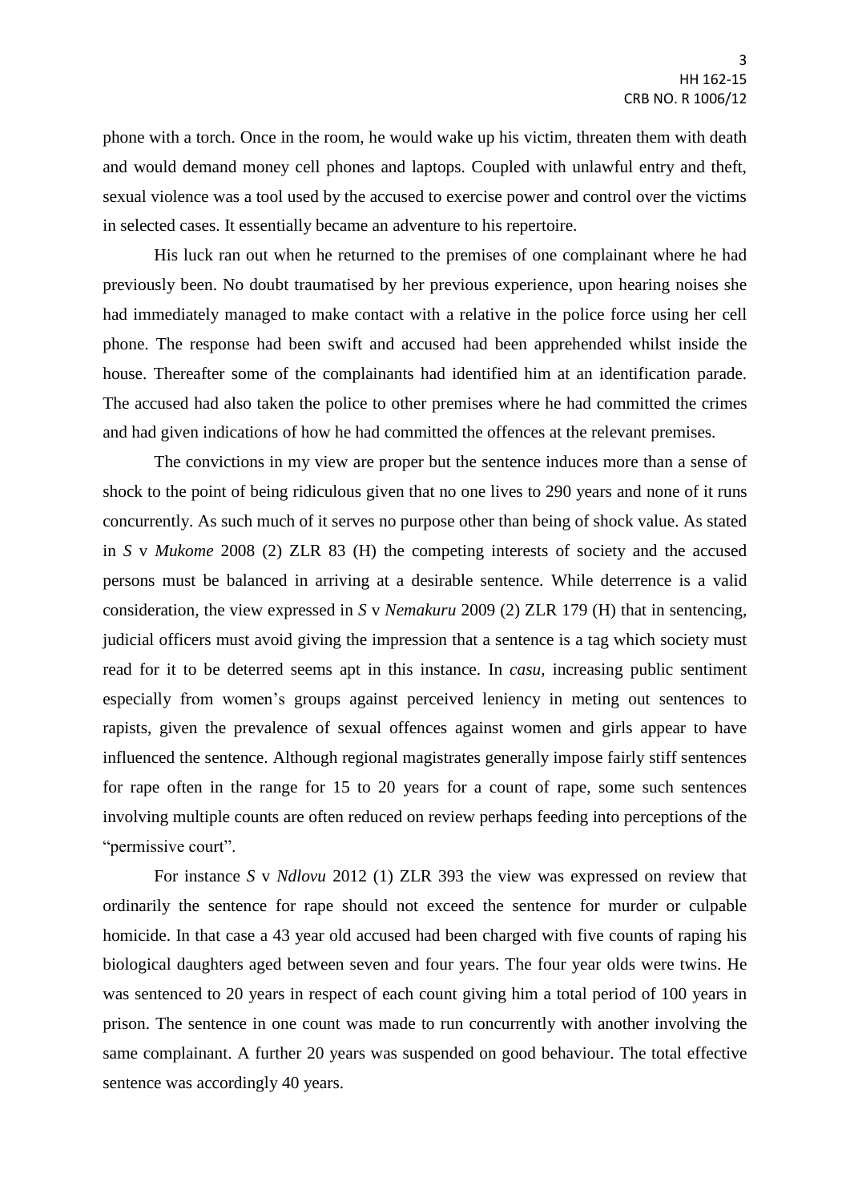phone with a torch. Once in the room, he would wake up his victim, threaten them with death and would demand money cell phones and laptops. Coupled with unlawful entry and theft, sexual violence was a tool used by the accused to exercise power and control over the victims in selected cases. It essentially became an adventure to his repertoire.

His luck ran out when he returned to the premises of one complainant where he had previously been. No doubt traumatised by her previous experience, upon hearing noises she had immediately managed to make contact with a relative in the police force using her cell phone. The response had been swift and accused had been apprehended whilst inside the house. Thereafter some of the complainants had identified him at an identification parade. The accused had also taken the police to other premises where he had committed the crimes and had given indications of how he had committed the offences at the relevant premises.

The convictions in my view are proper but the sentence induces more than a sense of shock to the point of being ridiculous given that no one lives to 290 years and none of it runs concurrently. As such much of it serves no purpose other than being of shock value. As stated in *S* v *Mukome* 2008 (2) ZLR 83 (H) the competing interests of society and the accused persons must be balanced in arriving at a desirable sentence. While deterrence is a valid consideration, the view expressed in *S* v *Nemakuru* 2009 (2) ZLR 179 (H) that in sentencing, judicial officers must avoid giving the impression that a sentence is a tag which society must read for it to be deterred seems apt in this instance. In *casu*, increasing public sentiment especially from women's groups against perceived leniency in meting out sentences to rapists, given the prevalence of sexual offences against women and girls appear to have influenced the sentence. Although regional magistrates generally impose fairly stiff sentences for rape often in the range for 15 to 20 years for a count of rape, some such sentences involving multiple counts are often reduced on review perhaps feeding into perceptions of the "permissive court".

For instance *S* v *Ndlovu* 2012 (1) ZLR 393 the view was expressed on review that ordinarily the sentence for rape should not exceed the sentence for murder or culpable homicide. In that case a 43 year old accused had been charged with five counts of raping his biological daughters aged between seven and four years. The four year olds were twins. He was sentenced to 20 years in respect of each count giving him a total period of 100 years in prison. The sentence in one count was made to run concurrently with another involving the same complainant. A further 20 years was suspended on good behaviour. The total effective sentence was accordingly 40 years.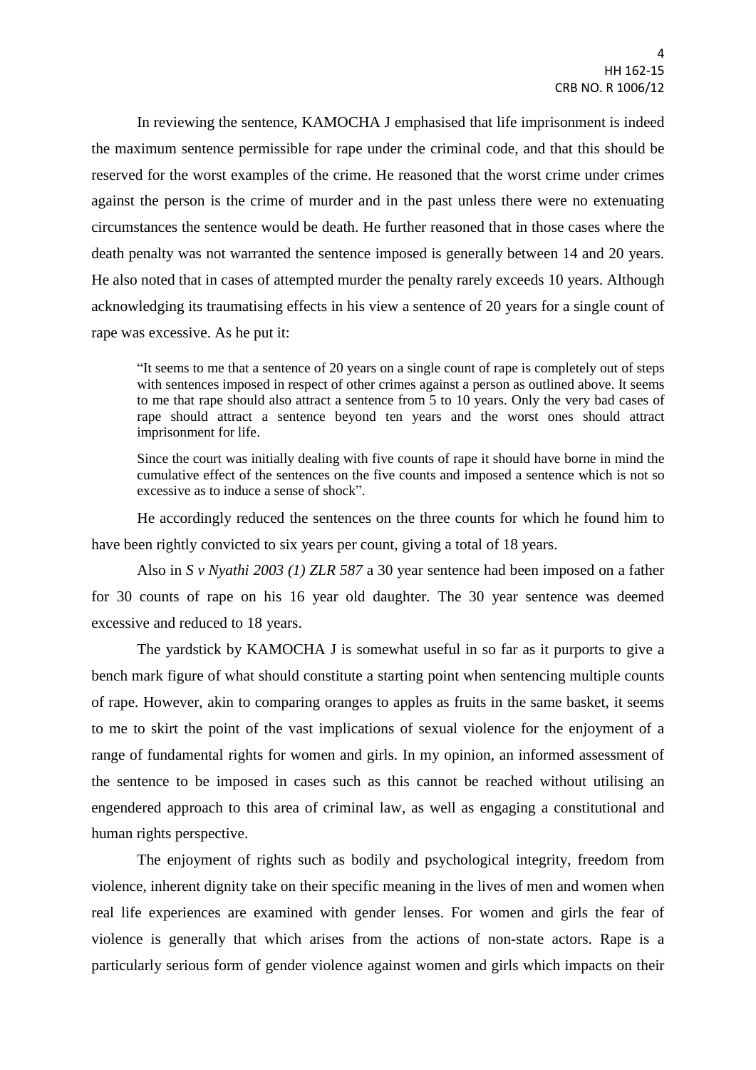In reviewing the sentence, KAMOCHA J emphasised that life imprisonment is indeed the maximum sentence permissible for rape under the criminal code, and that this should be reserved for the worst examples of the crime. He reasoned that the worst crime under crimes against the person is the crime of murder and in the past unless there were no extenuating circumstances the sentence would be death. He further reasoned that in those cases where the death penalty was not warranted the sentence imposed is generally between 14 and 20 years. He also noted that in cases of attempted murder the penalty rarely exceeds 10 years. Although acknowledging its traumatising effects in his view a sentence of 20 years for a single count of rape was excessive. As he put it:

> "It seems to me that a sentence of 20 years on a single count of rape is completely out of steps with sentences imposed in respect of other crimes against a person as outlined above. It seems to me that rape should also attract a sentence from 5 to 10 years. Only the very bad cases of rape should attract a sentence beyond ten years and the worst ones should attract imprisonment for life.
>
> Since the court was initially dealing with five counts of rape it should have borne in mind the cumulative effect of the sentences on the five counts and imposed a sentence which is not so excessive as to induce a sense of shock".

He accordingly reduced the sentences on the three counts for which he found him to have been rightly convicted to six years per count, giving a total of 18 years.

Also in *S v Nyathi 2003 (1) ZLR 587* a 30 year sentence had been imposed on a father for 30 counts of rape on his 16 year old daughter. The 30 year sentence was deemed excessive and reduced to 18 years.

The yardstick by KAMOCHA J is somewhat useful in so far as it purports to give a bench mark figure of what should constitute a starting point when sentencing multiple counts of rape. However, akin to comparing oranges to apples as fruits in the same basket, it seems to me to skirt the point of the vast implications of sexual violence for the enjoyment of a range of fundamental rights for women and girls. In my opinion, an informed assessment of the sentence to be imposed in cases such as this cannot be reached without utilising an engendered approach to this area of criminal law, as well as engaging a constitutional and human rights perspective.

The enjoyment of rights such as bodily and psychological integrity, freedom from violence, inherent dignity take on their specific meaning in the lives of men and women when real life experiences are examined with gender lenses. For women and girls the fear of violence is generally that which arises from the actions of non-state actors. Rape is a particularly serious form of gender violence against women and girls which impacts on their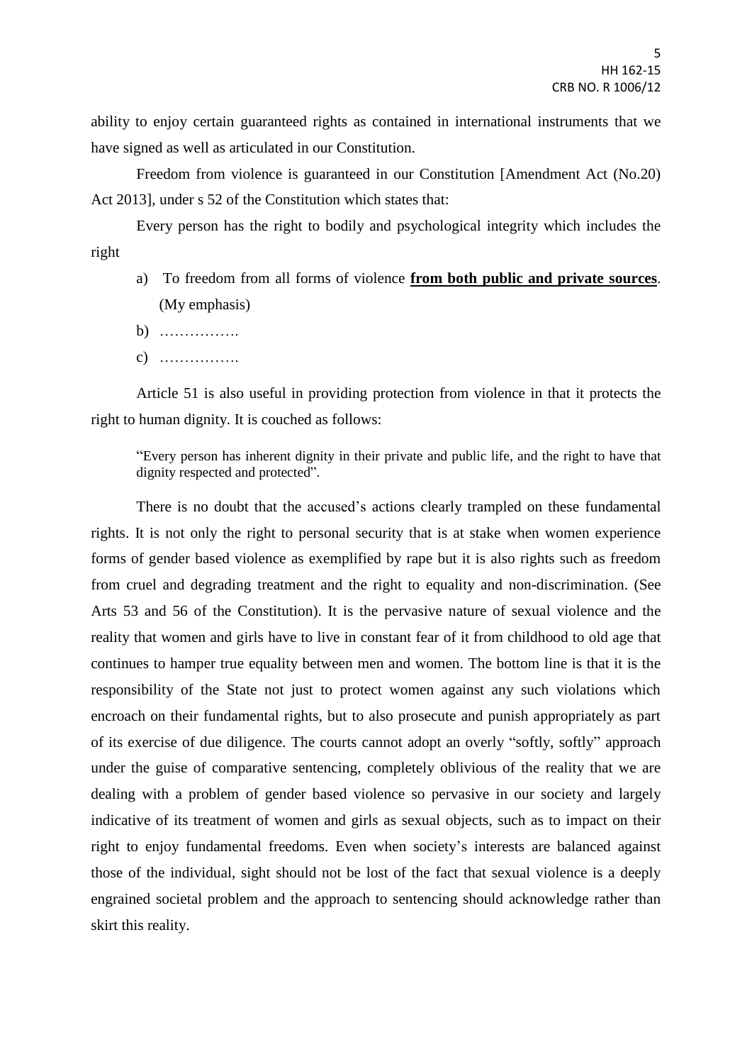ability to enjoy certain guaranteed rights as contained in international instruments that we have signed as well as articulated in our Constitution.

Freedom from violence is guaranteed in our Constitution [Amendment Act (No.20) Act 2013], under s 52 of the Constitution which states that:

Every person has the right to bodily and psychological integrity which includes the right

a) To freedom from all forms of violence **from both public and private sources**. (My emphasis)

b) …………….

c) …………….

Article 51 is also useful in providing protection from violence in that it protects the right to human dignity. It is couched as follows:

> "Every person has inherent dignity in their private and public life, and the right to have that dignity respected and protected".

There is no doubt that the accused's actions clearly trampled on these fundamental rights. It is not only the right to personal security that is at stake when women experience forms of gender based violence as exemplified by rape but it is also rights such as freedom from cruel and degrading treatment and the right to equality and non-discrimination. (See Arts 53 and 56 of the Constitution). It is the pervasive nature of sexual violence and the reality that women and girls have to live in constant fear of it from childhood to old age that continues to hamper true equality between men and women. The bottom line is that it is the responsibility of the State not just to protect women against any such violations which encroach on their fundamental rights, but to also prosecute and punish appropriately as part of its exercise of due diligence. The courts cannot adopt an overly "softly, softly" approach under the guise of comparative sentencing, completely oblivious of the reality that we are dealing with a problem of gender based violence so pervasive in our society and largely indicative of its treatment of women and girls as sexual objects, such as to impact on their right to enjoy fundamental freedoms. Even when society's interests are balanced against those of the individual, sight should not be lost of the fact that sexual violence is a deeply engrained societal problem and the approach to sentencing should acknowledge rather than skirt this reality.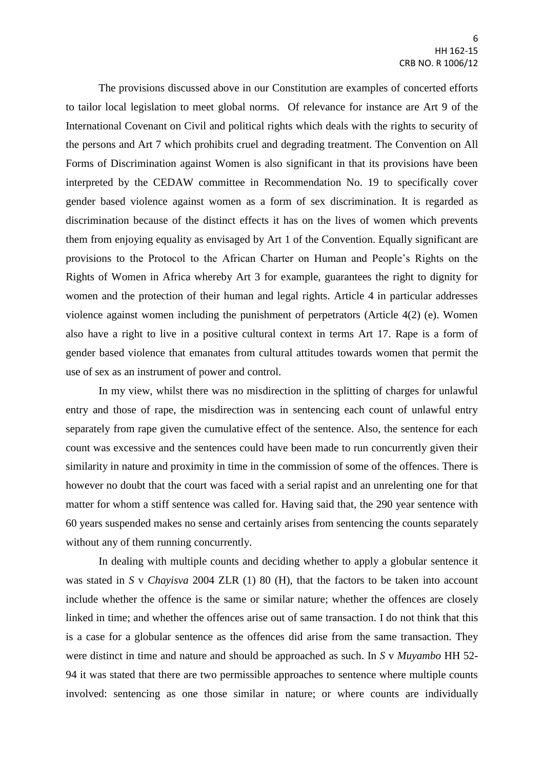The provisions discussed above in our Constitution are examples of concerted efforts to tailor local legislation to meet global norms. Of relevance for instance are Art 9 of the International Covenant on Civil and political rights which deals with the rights to security of the persons and Art 7 which prohibits cruel and degrading treatment. The Convention on All Forms of Discrimination against Women is also significant in that its provisions have been interpreted by the CEDAW committee in Recommendation No. 19 to specifically cover gender based violence against women as a form of sex discrimination. It is regarded as discrimination because of the distinct effects it has on the lives of women which prevents them from enjoying equality as envisaged by Art 1 of the Convention. Equally significant are provisions to the Protocol to the African Charter on Human and People's Rights on the Rights of Women in Africa whereby Art 3 for example, guarantees the right to dignity for women and the protection of their human and legal rights. Article 4 in particular addresses violence against women including the punishment of perpetrators (Article 4(2) (e). Women also have a right to live in a positive cultural context in terms Art 17. Rape is a form of gender based violence that emanates from cultural attitudes towards women that permit the use of sex as an instrument of power and control.

In my view, whilst there was no misdirection in the splitting of charges for unlawful entry and those of rape, the misdirection was in sentencing each count of unlawful entry separately from rape given the cumulative effect of the sentence. Also, the sentence for each count was excessive and the sentences could have been made to run concurrently given their similarity in nature and proximity in time in the commission of some of the offences. There is however no doubt that the court was faced with a serial rapist and an unrelenting one for that matter for whom a stiff sentence was called for. Having said that, the 290 year sentence with 60 years suspended makes no sense and certainly arises from sentencing the counts separately without any of them running concurrently.

In dealing with multiple counts and deciding whether to apply a globular sentence it was stated in *S* v *Chayisva* 2004 ZLR (1) 80 (H), that the factors to be taken into account include whether the offence is the same or similar nature; whether the offences are closely linked in time; and whether the offences arise out of same transaction. I do not think that this is a case for a globular sentence as the offences did arise from the same transaction. They were distinct in time and nature and should be approached as such. In *S* v *Muyambo* HH 52-94 it was stated that there are two permissible approaches to sentence where multiple counts involved: sentencing as one those similar in nature; or where counts are individually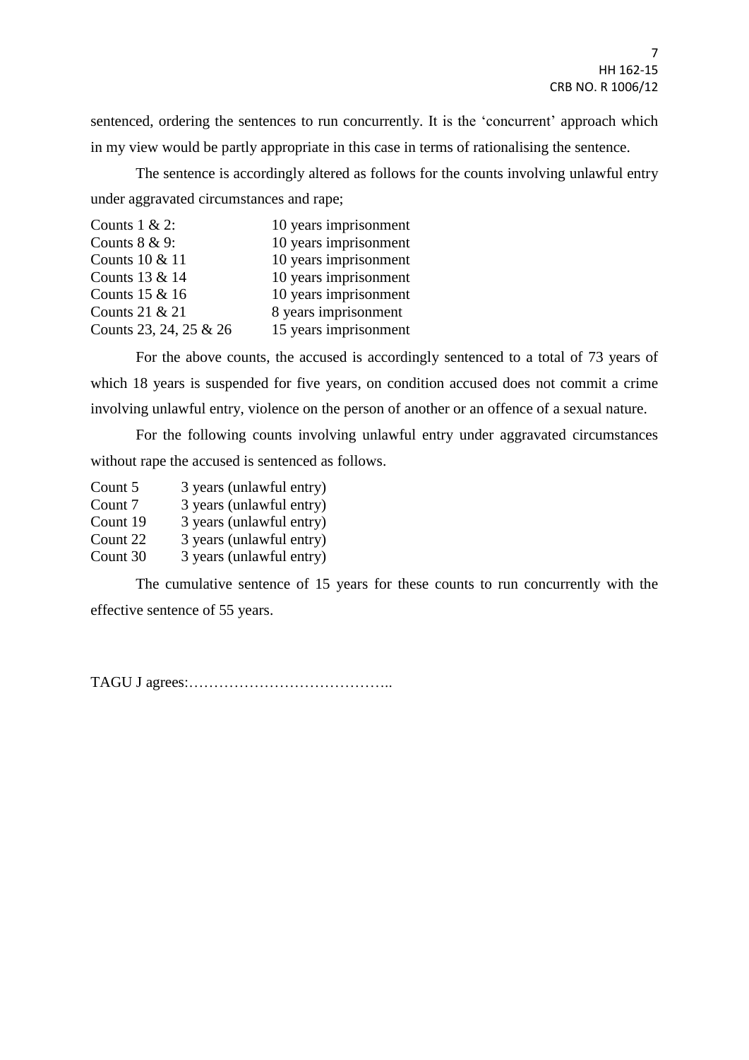sentenced, ordering the sentences to run concurrently. It is the 'concurrent' approach which in my view would be partly appropriate in this case in terms of rationalising the sentence.

The sentence is accordingly altered as follows for the counts involving unlawful entry under aggravated circumstances and rape;

| | |
|---|---|
| Counts 1 & 2: | 10 years imprisonment |
| Counts 8 & 9: | 10 years imprisonment |
| Counts 10 & 11 | 10 years imprisonment |
| Counts 13 & 14 | 10 years imprisonment |
| Counts 15 & 16 | 10 years imprisonment |
| Counts 21 & 21 | 8 years imprisonment |
| Counts 23, 24, 25 & 26 | 15 years imprisonment |

For the above counts, the accused is accordingly sentenced to a total of 73 years of which 18 years is suspended for five years, on condition accused does not commit a crime involving unlawful entry, violence on the person of another or an offence of a sexual nature.

For the following counts involving unlawful entry under aggravated circumstances without rape the accused is sentenced as follows.

| | |
|---|---|
| Count 5 | 3 years (unlawful entry) |
| Count 7 | 3 years (unlawful entry) |
| Count 19 | 3 years (unlawful entry) |
| Count 22 | 3 years (unlawful entry) |
| Count 30 | 3 years (unlawful entry) |

The cumulative sentence of 15 years for these counts to run concurrently with the effective sentence of 55 years.

TAGU J agrees:…………………………………..